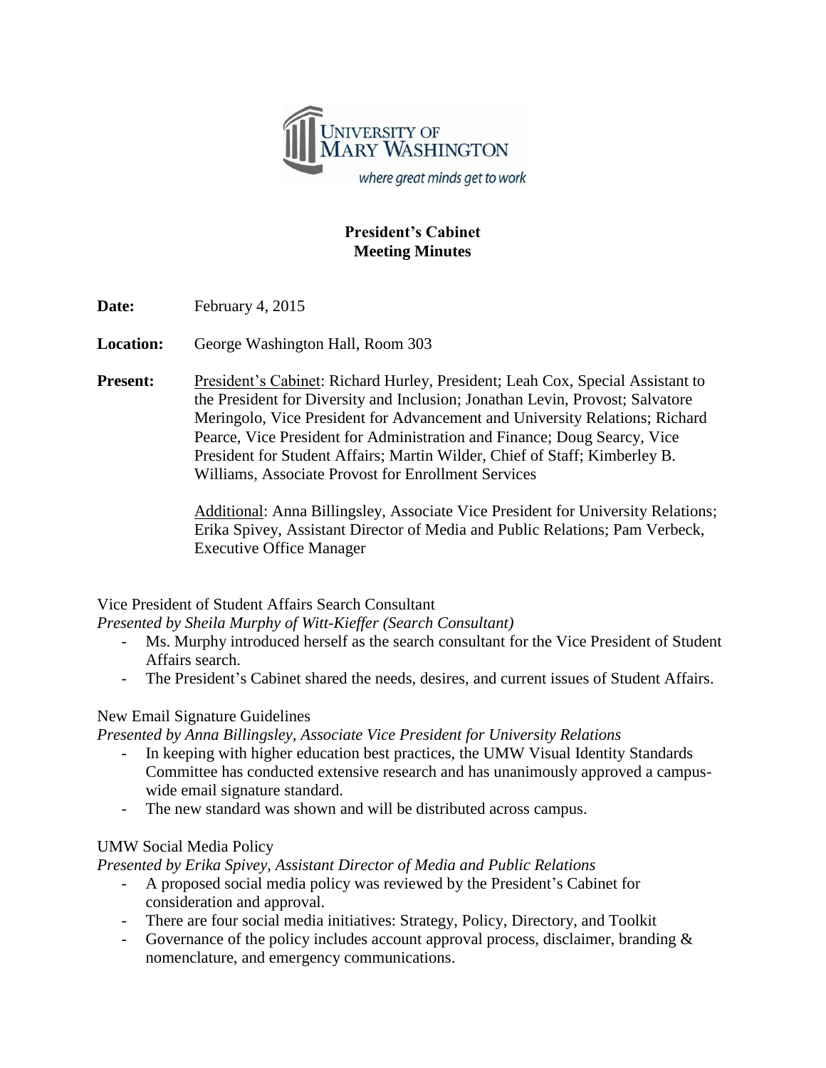UNIVERSITY OF MARY WASHINGTON

*where great minds get to work*

**President's Cabinet**
**Meeting Minutes**

**Date:** February 4, 2015

**Location:** George Washington Hall, Room 303

**Present:** President's Cabinet: Richard Hurley, President; Leah Cox, Special Assistant to the President for Diversity and Inclusion; Jonathan Levin, Provost; Salvatore Meringolo, Vice President for Advancement and University Relations; Richard Pearce, Vice President for Administration and Finance; Doug Searcy, Vice President for Student Affairs; Martin Wilder, Chief of Staff; Kimberley B. Williams, Associate Provost for Enrollment Services

Additional: Anna Billingsley, Associate Vice President for University Relations; Erika Spivey, Assistant Director of Media and Public Relations; Pam Verbeck, Executive Office Manager

Vice President of Student Affairs Search Consultant
*Presented by Sheila Murphy of Witt-Kieffer (Search Consultant)*

- Ms. Murphy introduced herself as the search consultant for the Vice President of Student Affairs search.
- The President's Cabinet shared the needs, desires, and current issues of Student Affairs.

New Email Signature Guidelines
*Presented by Anna Billingsley, Associate Vice President for University Relations*

- In keeping with higher education best practices, the UMW Visual Identity Standards Committee has conducted extensive research and has unanimously approved a campus-wide email signature standard.
- The new standard was shown and will be distributed across campus.

UMW Social Media Policy
*Presented by Erika Spivey, Assistant Director of Media and Public Relations*

- A proposed social media policy was reviewed by the President's Cabinet for consideration and approval.
- There are four social media initiatives: Strategy, Policy, Directory, and Toolkit
- Governance of the policy includes account approval process, disclaimer, branding & nomenclature, and emergency communications.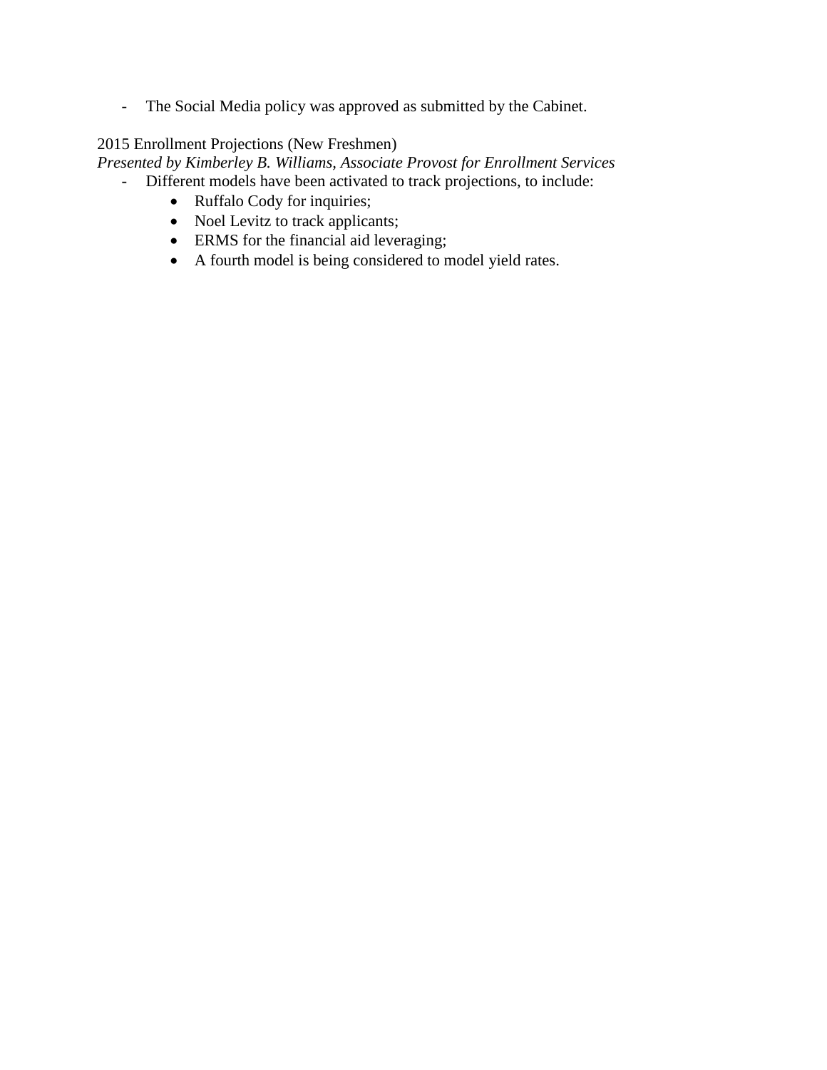- The Social Media policy was approved as submitted by the Cabinet.

2015 Enrollment Projections (New Freshmen)
*Presented by Kimberley B. Williams, Associate Provost for Enrollment Services*

- Different models have been activated to track projections, to include:
    - Ruffalo Cody for inquiries;
    - Noel Levitz to track applicants;
    - ERMS for the financial aid leveraging;
    - A fourth model is being considered to model yield rates.